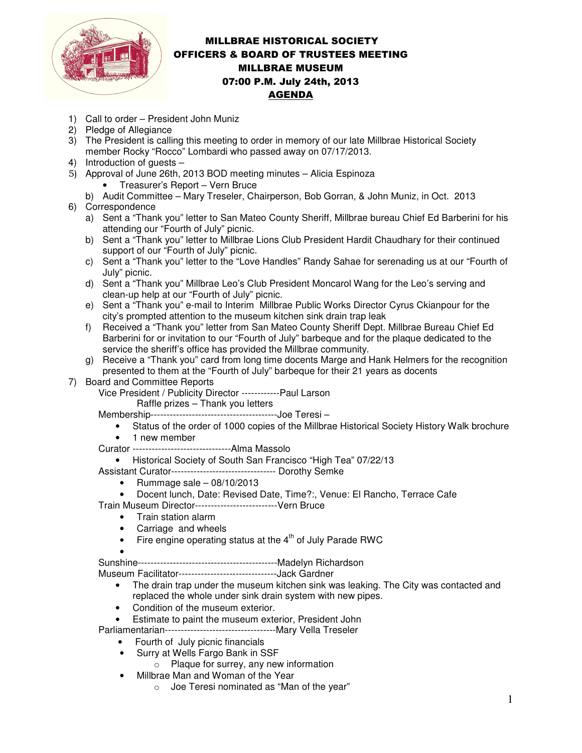# MILLBRAE HISTORICAL SOCIETY
## OFFICERS & BOARD OF TRUSTEES MEETING
## MILLBRAE MUSEUM
## 07:00 P.M. July 24th, 2013
## AGENDA

1) Call to order – President John Muniz
2) Pledge of Allegiance
3) The President is calling this meeting to order in memory of our late Millbrae Historical Society member Rocky "Rocco" Lombardi who passed away on 07/17/2013.
4) Introduction of guests –
5) Approval of June 26th, 2013 BOD meeting minutes – Alicia Espinoza
   - Treasurer's Report – Vern Bruce

   b) Audit Committee – Mary Treseler, Chairperson, Bob Gorran, & John Muniz, in Oct. 2013
6) Correspondence
   a) Sent a "Thank you" letter to San Mateo County Sheriff, Millbrae bureau Chief Ed Barberini for his attending our "Fourth of July" picnic.
   b) Sent a "Thank you" letter to Millbrae Lions Club President Hardit Chaudhary for their continued support of our "Fourth of July" picnic.
   c) Sent a "Thank you" letter to the "Love Handles" Randy Sahae for serenading us at our "Fourth of July" picnic.
   d) Sent a "Thank you" Millbrae Leo's Club President Moncarol Wang for the Leo's serving and clean-up help at our "Fourth of July" picnic.
   e) Sent a "Thank you" e-mail to Interim Millbrae Public Works Director Cyrus Ckianpour for the city's prompted attention to the museum kitchen sink drain trap leak
   f) Received a "Thank you" letter from San Mateo County Sheriff Dept. Millbrae Bureau Chief Ed Barberini for or invitation to our "Fourth of July" barbeque and for the plaque dedicated to the service the sheriff's office has provided the Millbrae community.
   g) Receive a "Thank you" card from long time docents Marge and Hank Helmers for the recognition presented to them at the "Fourth of July" barbeque for their 21 years as docents
7) Board and Committee Reports

   Vice President / Publicity Director ------------Paul Larson

   Raffle prizes – Thank you letters

   Membership---------------------------------------Joe Teresi –
   - Status of the order of 1000 copies of the Millbrae Historical Society History Walk brochure
   - 1 new member

   Curator -------------------------------Alma Massolo
   - Historical Society of South San Francisco "High Tea" 07/22/13

   Assistant Curator--------------------------------- Dorothy Semke
   - Rummage sale – 08/10/2013
   - Docent lunch, Date: Revised Date, Time?:, Venue: El Rancho, Terrace Cafe

   Train Museum Director--------------------------Vern Bruce
   - Train station alarm
   - Carriage and wheels
   - Fire engine operating status at the 4th of July Parade RWC
   -

   Sunshine--------------------------------------------Madelyn Richardson

   Museum Facilitator-------------------------------Jack Gardner
   - The drain trap under the museum kitchen sink was leaking. The City was contacted and replaced the whole under sink drain system with new pipes.
   - Condition of the museum exterior.
   - Estimate to paint the museum exterior, President John

   Parliamentarian-----------------------------------Mary Vella Treseler
   - Fourth of July picnic financials
   - Surry at Wells Fargo Bank in SSF
     - Plaque for surrey, any new information
   - Millbrae Man and Woman of the Year
     - Joe Teresi nominated as "Man of the year"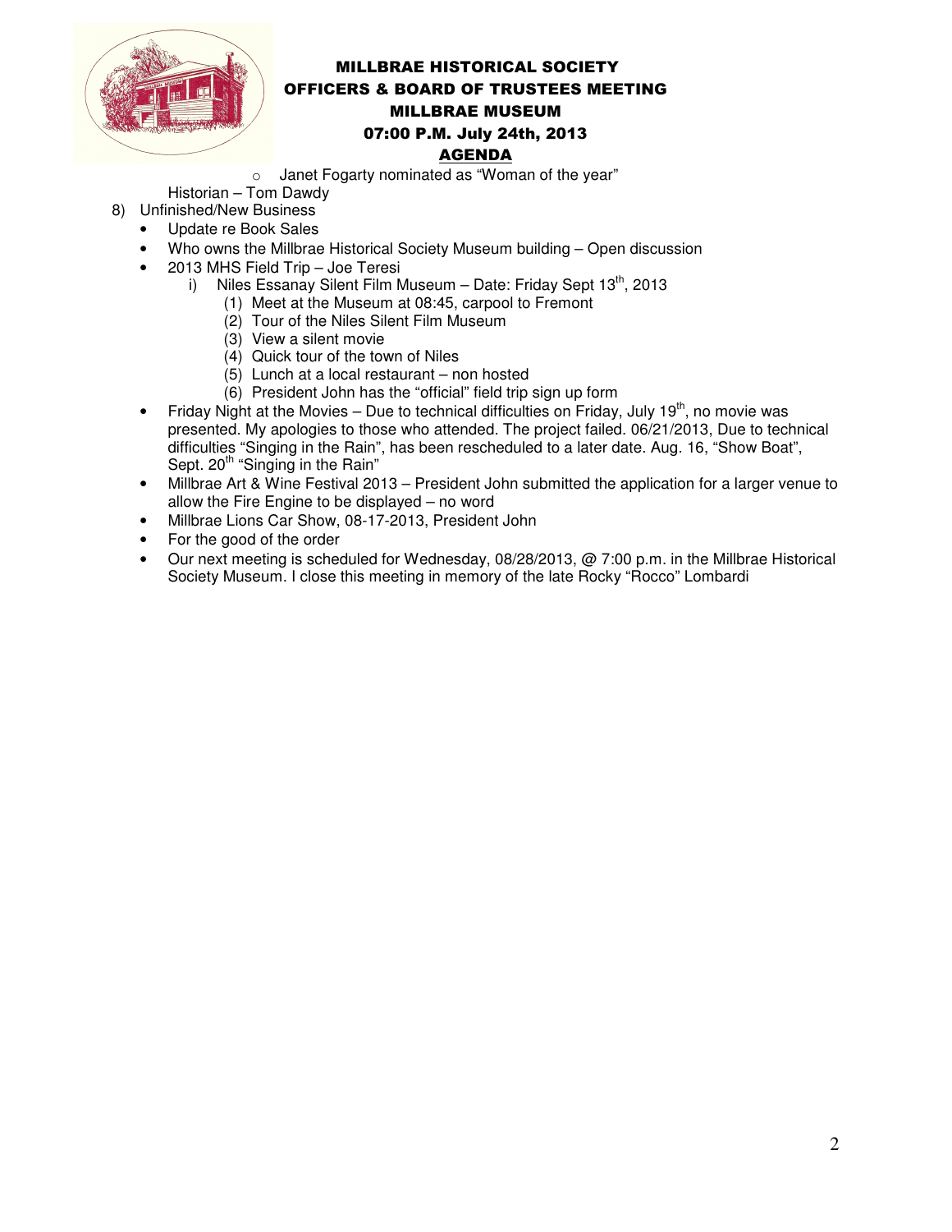# MILLBRAE HISTORICAL SOCIETY
## OFFICERS & BOARD OF TRUSTEES MEETING
## MILLBRAE MUSEUM
## 07:00 P.M. July 24th, 2013
## AGENDA

- Janet Fogarty nominated as "Woman of the year"

Historian – Tom Dawdy

8) Unfinished/New Business
   - Update re Book Sales
   - Who owns the Millbrae Historical Society Museum building – Open discussion
   - 2013 MHS Field Trip – Joe Teresi
     - i) Niles Essanay Silent Film Museum – Date: Friday Sept 13th, 2013
       - (1) Meet at the Museum at 08:45, carpool to Fremont
       - (2) Tour of the Niles Silent Film Museum
       - (3) View a silent movie
       - (4) Quick tour of the town of Niles
       - (5) Lunch at a local restaurant – non hosted
       - (6) President John has the "official" field trip sign up form
   - Friday Night at the Movies – Due to technical difficulties on Friday, July 19th, no movie was presented. My apologies to those who attended. The project failed. 06/21/2013, Due to technical difficulties "Singing in the Rain", has been rescheduled to a later date. Aug. 16, "Show Boat", Sept. 20th "Singing in the Rain"
   - Millbrae Art & Wine Festival 2013 – President John submitted the application for a larger venue to allow the Fire Engine to be displayed – no word
   - Millbrae Lions Car Show, 08-17-2013, President John
   - For the good of the order
   - Our next meeting is scheduled for Wednesday, 08/28/2013, @ 7:00 p.m. in the Millbrae Historical Society Museum. I close this meeting in memory of the late Rocky "Rocco" Lombardi